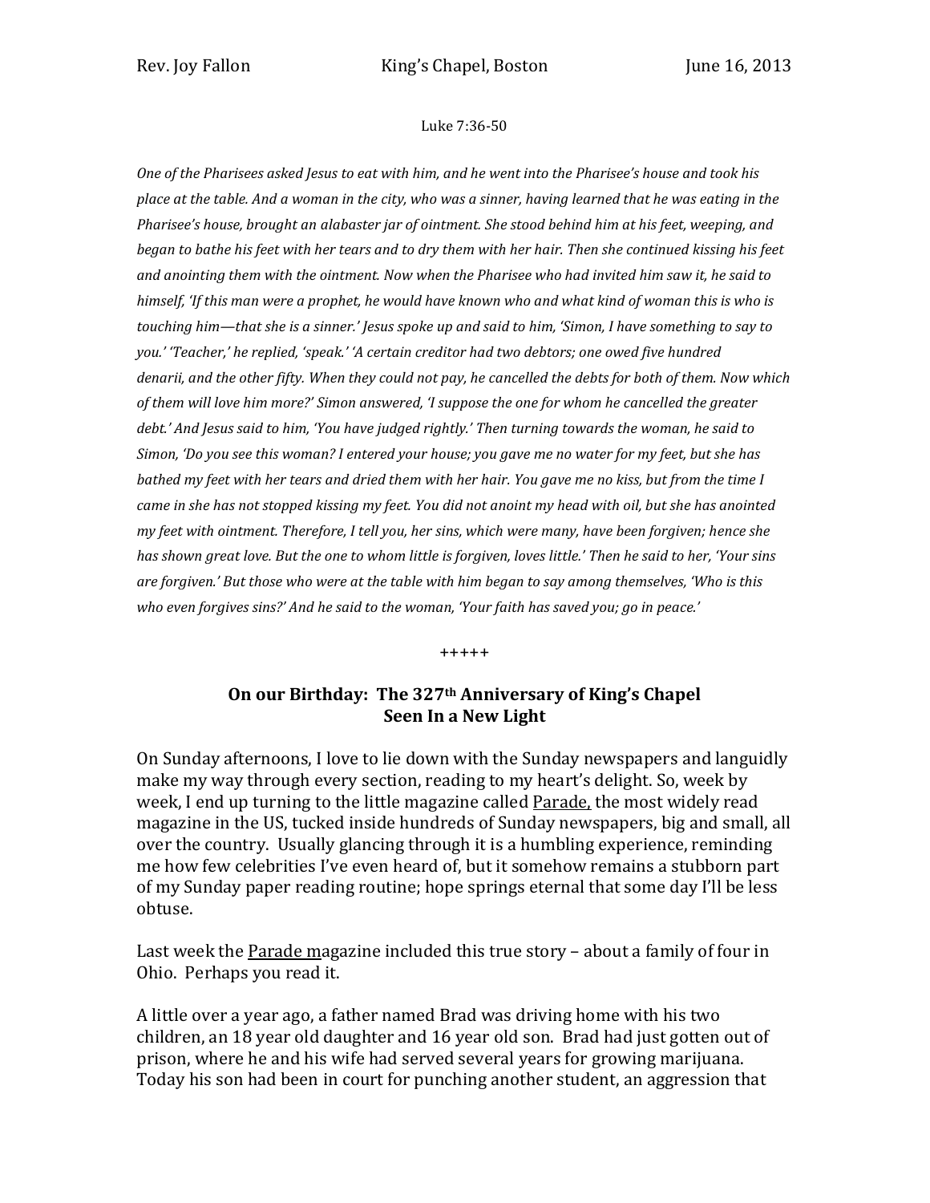Rev. Joy Fallon King's Chapel, Boston June 16, 2013

Luke 7:36-50

*One of the Pharisees asked Jesus to eat with him, and he went into the Pharisee's house and took his place at the table. And a woman in the city, who was a sinner, having learned that he was eating in the Pharisee's house, brought an alabaster jar of ointment. She stood behind him at his feet, weeping, and began to bathe his feet with her tears and to dry them with her hair. Then she continued kissing his feet and anointing them with the ointment. Now when the Pharisee who had invited him saw it, he said to himself, 'If this man were a prophet, he would have known who and what kind of woman this is who is touching him—that she is a sinner.' Jesus spoke up and said to him, 'Simon, I have something to say to you.' 'Teacher,' he replied, 'speak.' 'A certain creditor had two debtors; one owed five hundred denarii, and the other fifty. When they could not pay, he cancelled the debts for both of them. Now which of them will love him more?' Simon answered, 'I suppose the one for whom he cancelled the greater debt.' And Jesus said to him, 'You have judged rightly.' Then turning towards the woman, he said to Simon, 'Do you see this woman? I entered your house; you gave me no water for my feet, but she has bathed my feet with her tears and dried them with her hair. You gave me no kiss, but from the time I came in she has not stopped kissing my feet. You did not anoint my head with oil, but she has anointed my feet with ointment. Therefore, I tell you, her sins, which were many, have been forgiven; hence she has shown great love. But the one to whom little is forgiven, loves little.' Then he said to her, 'Your sins are forgiven.' But those who were at the table with him began to say among themselves, 'Who is this who even forgives sins?' And he said to the woman, 'Your faith has saved you; go in peace.'*

+++++

## On our Birthday: The 327th Anniversary of King's Chapel Seen In a New Light

On Sunday afternoons, I love to lie down with the Sunday newspapers and languidly make my way through every section, reading to my heart's delight. So, week by week, I end up turning to the little magazine called Parade, the most widely read magazine in the US, tucked inside hundreds of Sunday newspapers, big and small, all over the country. Usually glancing through it is a humbling experience, reminding me how few celebrities I've even heard of, but it somehow remains a stubborn part of my Sunday paper reading routine; hope springs eternal that some day I'll be less obtuse.

Last week the Parade magazine included this true story – about a family of four in Ohio. Perhaps you read it.

A little over a year ago, a father named Brad was driving home with his two children, an 18 year old daughter and 16 year old son. Brad had just gotten out of prison, where he and his wife had served several years for growing marijuana. Today his son had been in court for punching another student, an aggression that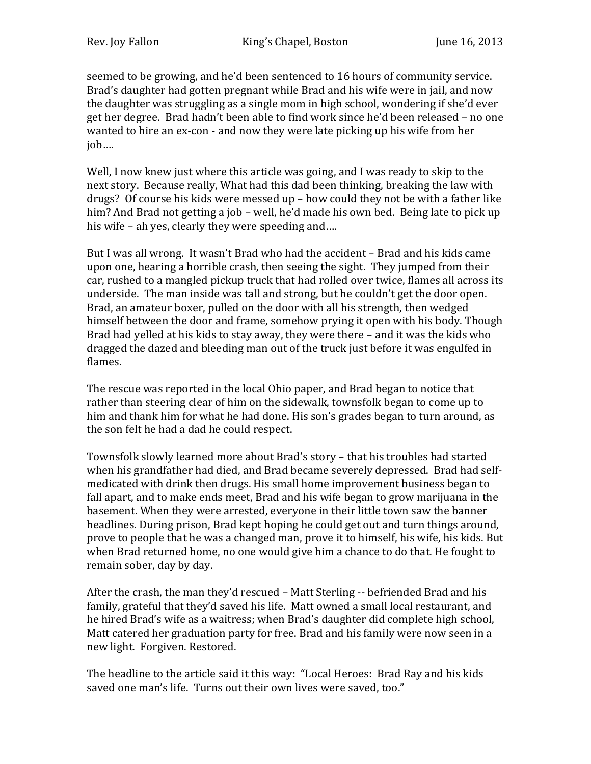seemed to be growing, and he'd been sentenced to 16 hours of community service. Brad's daughter had gotten pregnant while Brad and his wife were in jail, and now the daughter was struggling as a single mom in high school, wondering if she'd ever get her degree. Brad hadn't been able to find work since he'd been released – no one wanted to hire an ex-con - and now they were late picking up his wife from her job….

Well, I now knew just where this article was going, and I was ready to skip to the next story. Because really, What had this dad been thinking, breaking the law with drugs? Of course his kids were messed up – how could they not be with a father like him? And Brad not getting a job – well, he'd made his own bed. Being late to pick up his wife – ah yes, clearly they were speeding and….

But I was all wrong. It wasn't Brad who had the accident – Brad and his kids came upon one, hearing a horrible crash, then seeing the sight. They jumped from their car, rushed to a mangled pickup truck that had rolled over twice, flames all across its underside. The man inside was tall and strong, but he couldn't get the door open. Brad, an amateur boxer, pulled on the door with all his strength, then wedged himself between the door and frame, somehow prying it open with his body. Though Brad had yelled at his kids to stay away, they were there – and it was the kids who dragged the dazed and bleeding man out of the truck just before it was engulfed in flames.

The rescue was reported in the local Ohio paper, and Brad began to notice that rather than steering clear of him on the sidewalk, townsfolk began to come up to him and thank him for what he had done. His son's grades began to turn around, as the son felt he had a dad he could respect.

Townsfolk slowly learned more about Brad's story – that his troubles had started when his grandfather had died, and Brad became severely depressed. Brad had self-medicated with drink then drugs. His small home improvement business began to fall apart, and to make ends meet, Brad and his wife began to grow marijuana in the basement. When they were arrested, everyone in their little town saw the banner headlines. During prison, Brad kept hoping he could get out and turn things around, prove to people that he was a changed man, prove it to himself, his wife, his kids. But when Brad returned home, no one would give him a chance to do that. He fought to remain sober, day by day.

After the crash, the man they'd rescued – Matt Sterling -- befriended Brad and his family, grateful that they'd saved his life. Matt owned a small local restaurant, and he hired Brad's wife as a waitress; when Brad's daughter did complete high school, Matt catered her graduation party for free. Brad and his family were now seen in a new light. Forgiven. Restored.

The headline to the article said it this way: "Local Heroes: Brad Ray and his kids saved one man's life. Turns out their own lives were saved, too."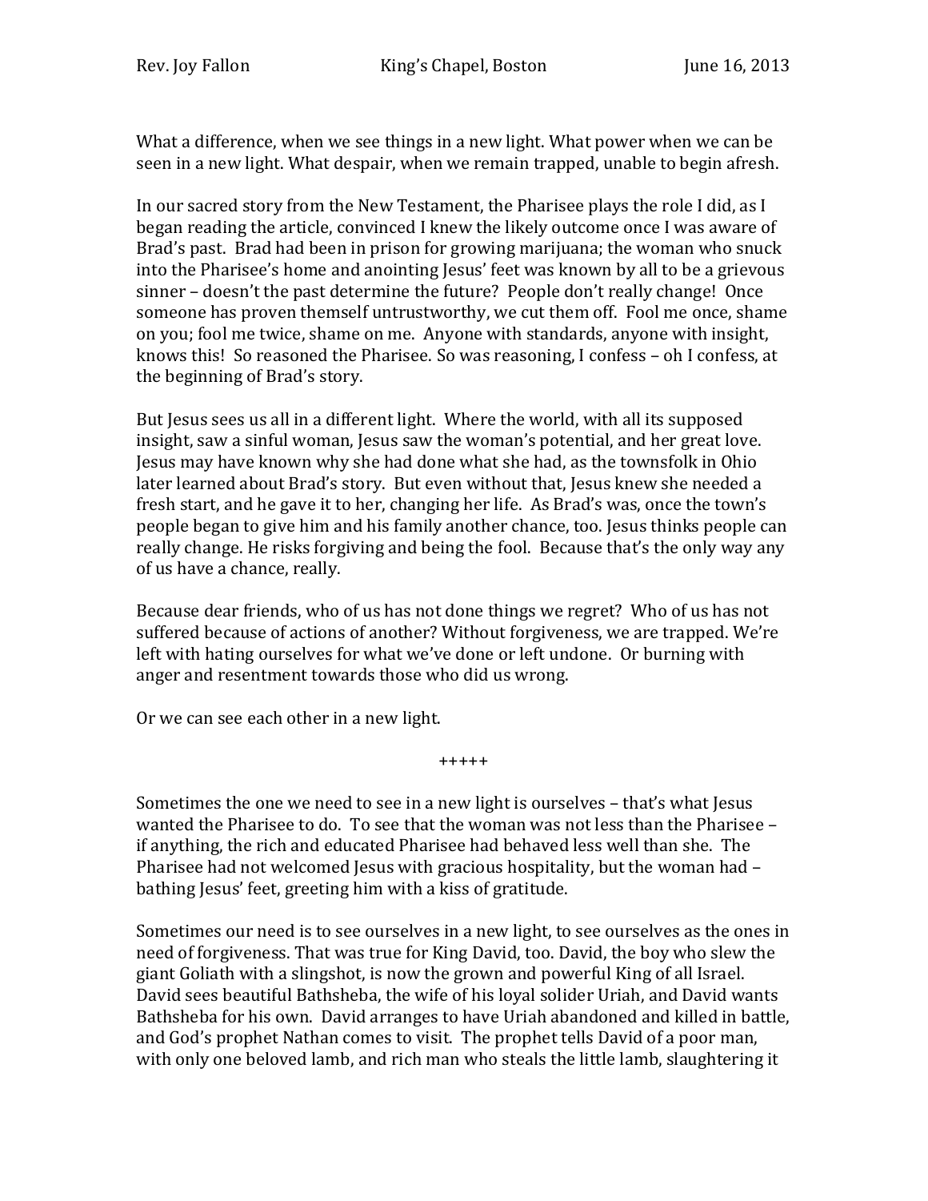What a difference, when we see things in a new light. What power when we can be seen in a new light. What despair, when we remain trapped, unable to begin afresh.

In our sacred story from the New Testament, the Pharisee plays the role I did, as I began reading the article, convinced I knew the likely outcome once I was aware of Brad's past. Brad had been in prison for growing marijuana; the woman who snuck into the Pharisee's home and anointing Jesus' feet was known by all to be a grievous sinner – doesn't the past determine the future? People don't really change! Once someone has proven themself untrustworthy, we cut them off. Fool me once, shame on you; fool me twice, shame on me. Anyone with standards, anyone with insight, knows this! So reasoned the Pharisee. So was reasoning, I confess – oh I confess, at the beginning of Brad's story.

But Jesus sees us all in a different light. Where the world, with all its supposed insight, saw a sinful woman, Jesus saw the woman's potential, and her great love. Jesus may have known why she had done what she had, as the townsfolk in Ohio later learned about Brad's story. But even without that, Jesus knew she needed a fresh start, and he gave it to her, changing her life. As Brad's was, once the town's people began to give him and his family another chance, too. Jesus thinks people can really change. He risks forgiving and being the fool. Because that's the only way any of us have a chance, really.

Because dear friends, who of us has not done things we regret? Who of us has not suffered because of actions of another? Without forgiveness, we are trapped. We're left with hating ourselves for what we've done or left undone. Or burning with anger and resentment towards those who did us wrong.

Or we can see each other in a new light.

+++++

Sometimes the one we need to see in a new light is ourselves – that's what Jesus wanted the Pharisee to do. To see that the woman was not less than the Pharisee – if anything, the rich and educated Pharisee had behaved less well than she. The Pharisee had not welcomed Jesus with gracious hospitality, but the woman had – bathing Jesus' feet, greeting him with a kiss of gratitude.

Sometimes our need is to see ourselves in a new light, to see ourselves as the ones in need of forgiveness. That was true for King David, too. David, the boy who slew the giant Goliath with a slingshot, is now the grown and powerful King of all Israel. David sees beautiful Bathsheba, the wife of his loyal solider Uriah, and David wants Bathsheba for his own. David arranges to have Uriah abandoned and killed in battle, and God's prophet Nathan comes to visit. The prophet tells David of a poor man, with only one beloved lamb, and rich man who steals the little lamb, slaughtering it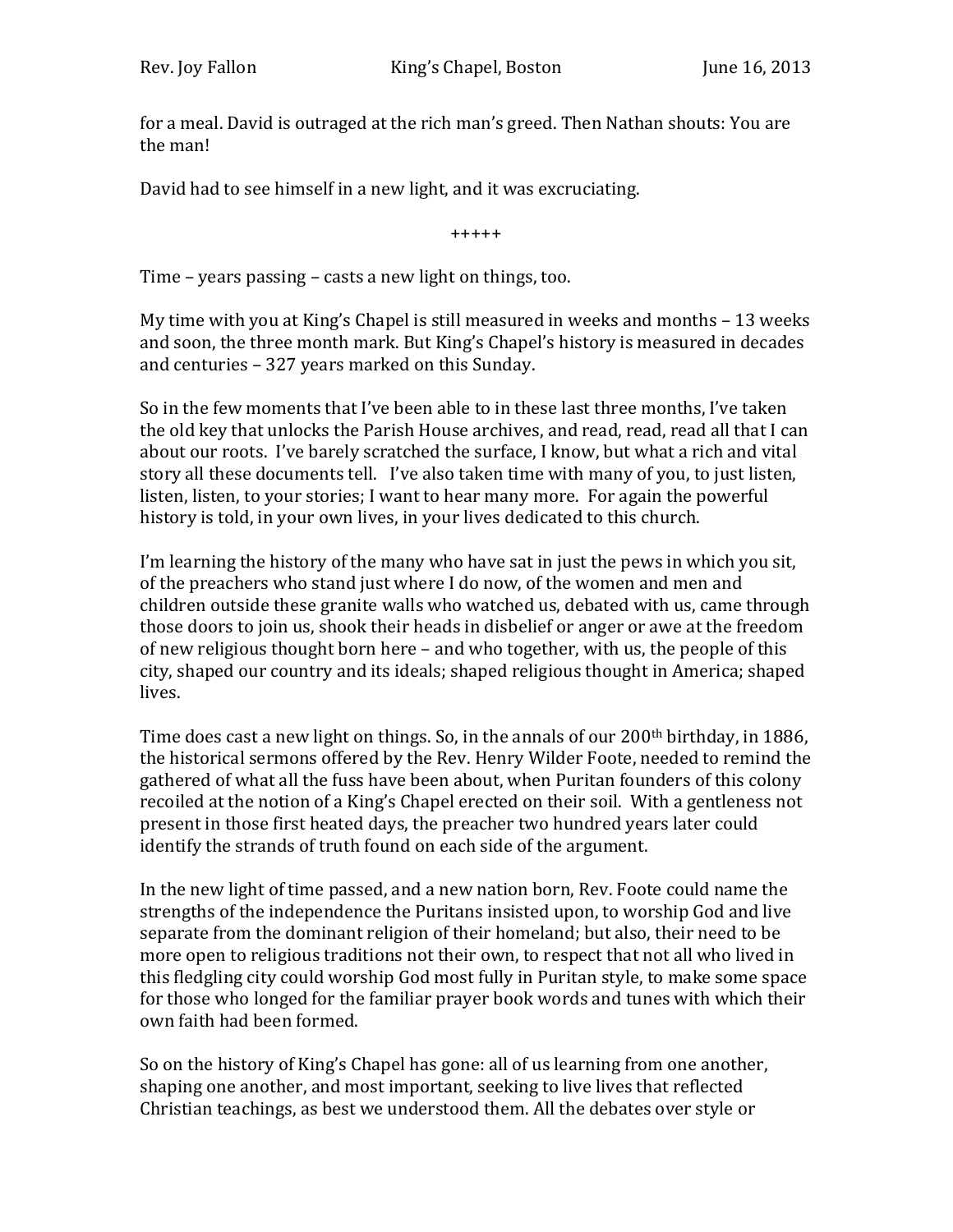for a meal. David is outraged at the rich man's greed. Then Nathan shouts: You are the man!

David had to see himself in a new light, and it was excruciating.

+++++

Time – years passing – casts a new light on things, too.

My time with you at King's Chapel is still measured in weeks and months – 13 weeks and soon, the three month mark. But King's Chapel's history is measured in decades and centuries – 327 years marked on this Sunday.

So in the few moments that I've been able to in these last three months, I've taken the old key that unlocks the Parish House archives, and read, read, read all that I can about our roots. I've barely scratched the surface, I know, but what a rich and vital story all these documents tell. I've also taken time with many of you, to just listen, listen, listen, to your stories; I want to hear many more. For again the powerful history is told, in your own lives, in your lives dedicated to this church.

I'm learning the history of the many who have sat in just the pews in which you sit, of the preachers who stand just where I do now, of the women and men and children outside these granite walls who watched us, debated with us, came through those doors to join us, shook their heads in disbelief or anger or awe at the freedom of new religious thought born here – and who together, with us, the people of this city, shaped our country and its ideals; shaped religious thought in America; shaped lives.

Time does cast a new light on things. So, in the annals of our 200th birthday, in 1886, the historical sermons offered by the Rev. Henry Wilder Foote, needed to remind the gathered of what all the fuss have been about, when Puritan founders of this colony recoiled at the notion of a King's Chapel erected on their soil. With a gentleness not present in those first heated days, the preacher two hundred years later could identify the strands of truth found on each side of the argument.

In the new light of time passed, and a new nation born, Rev. Foote could name the strengths of the independence the Puritans insisted upon, to worship God and live separate from the dominant religion of their homeland; but also, their need to be more open to religious traditions not their own, to respect that not all who lived in this fledgling city could worship God most fully in Puritan style, to make some space for those who longed for the familiar prayer book words and tunes with which their own faith had been formed.

So on the history of King's Chapel has gone: all of us learning from one another, shaping one another, and most important, seeking to live lives that reflected Christian teachings, as best we understood them. All the debates over style or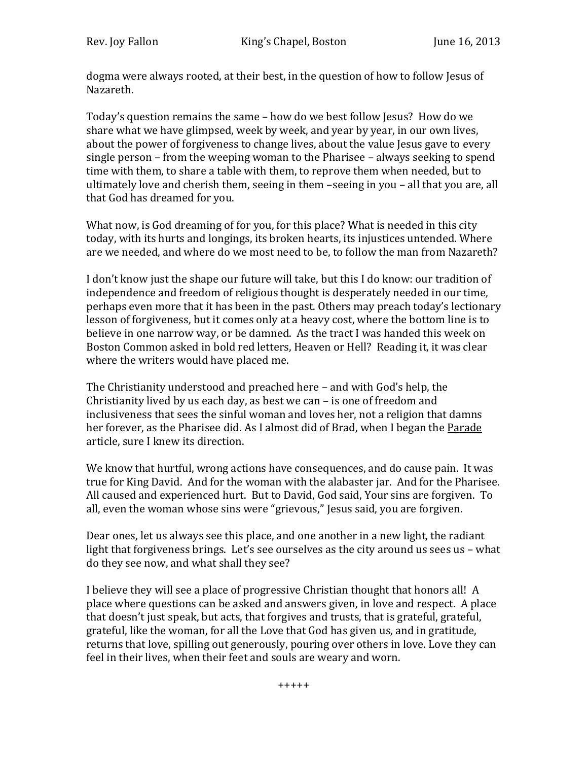dogma were always rooted, at their best, in the question of how to follow Jesus of Nazareth.

Today's question remains the same – how do we best follow Jesus? How do we share what we have glimpsed, week by week, and year by year, in our own lives, about the power of forgiveness to change lives, about the value Jesus gave to every single person – from the weeping woman to the Pharisee – always seeking to spend time with them, to share a table with them, to reprove them when needed, but to ultimately love and cherish them, seeing in them –seeing in you – all that you are, all that God has dreamed for you.

What now, is God dreaming of for you, for this place? What is needed in this city today, with its hurts and longings, its broken hearts, its injustices untended. Where are we needed, and where do we most need to be, to follow the man from Nazareth?

I don't know just the shape our future will take, but this I do know: our tradition of independence and freedom of religious thought is desperately needed in our time, perhaps even more that it has been in the past. Others may preach today's lectionary lesson of forgiveness, but it comes only at a heavy cost, where the bottom line is to believe in one narrow way, or be damned. As the tract I was handed this week on Boston Common asked in bold red letters, Heaven or Hell? Reading it, it was clear where the writers would have placed me.

The Christianity understood and preached here – and with God's help, the Christianity lived by us each day, as best we can – is one of freedom and inclusiveness that sees the sinful woman and loves her, not a religion that damns her forever, as the Pharisee did. As I almost did of Brad, when I began the <u>Parade</u> article, sure I knew its direction.

We know that hurtful, wrong actions have consequences, and do cause pain. It was true for King David. And for the woman with the alabaster jar. And for the Pharisee. All caused and experienced hurt. But to David, God said, Your sins are forgiven. To all, even the woman whose sins were "grievous," Jesus said, you are forgiven.

Dear ones, let us always see this place, and one another in a new light, the radiant light that forgiveness brings. Let's see ourselves as the city around us sees us – what do they see now, and what shall they see?

I believe they will see a place of progressive Christian thought that honors all! A place where questions can be asked and answers given, in love and respect. A place that doesn't just speak, but acts, that forgives and trusts, that is grateful, grateful, grateful, like the woman, for all the Love that God has given us, and in gratitude, returns that love, spilling out generously, pouring over others in love. Love they can feel in their lives, when their feet and souls are weary and worn.

+++++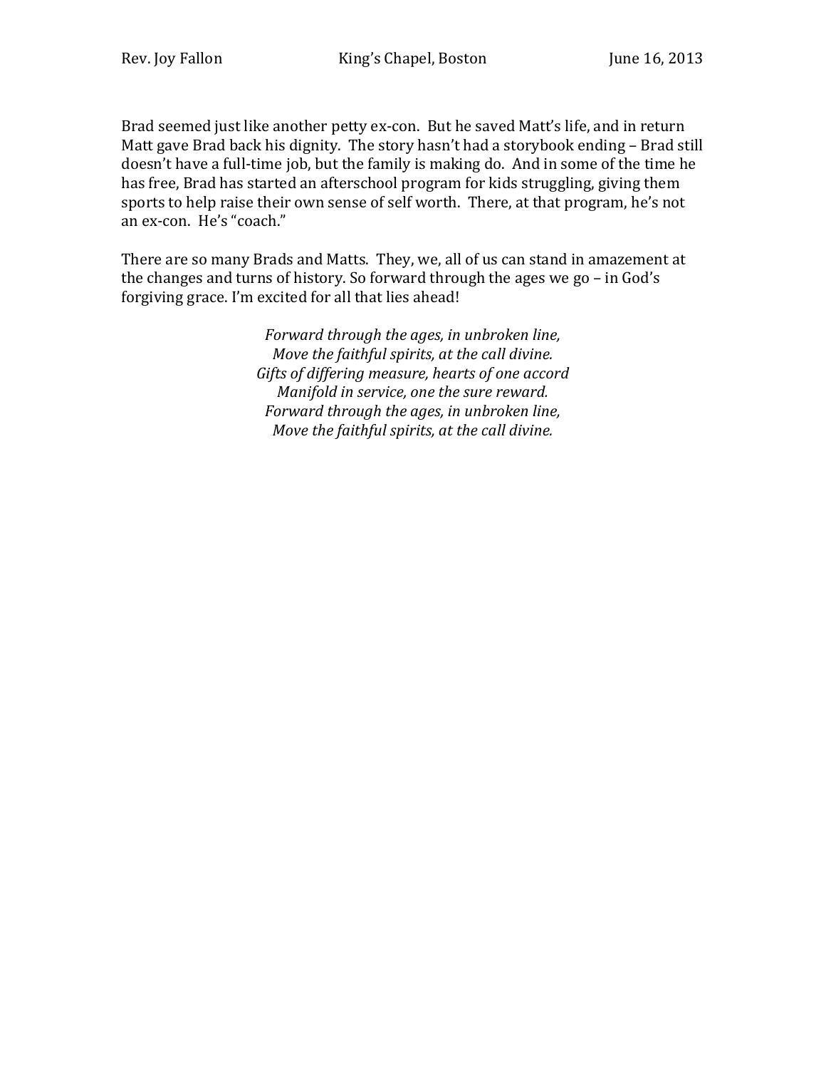Brad seemed just like another petty ex-con. But he saved Matt's life, and in return Matt gave Brad back his dignity. The story hasn't had a storybook ending – Brad still doesn't have a full-time job, but the family is making do. And in some of the time he has free, Brad has started an afterschool program for kids struggling, giving them sports to help raise their own sense of self worth. There, at that program, he's not an ex-con. He's "coach."

There are so many Brads and Matts. They, we, all of us can stand in amazement at the changes and turns of history. So forward through the ages we go – in God's forgiving grace. I'm excited for all that lies ahead!

*Forward through the ages, in unbroken line,*
*Move the faithful spirits, at the call divine.*
*Gifts of differing measure, hearts of one accord*
*Manifold in service, one the sure reward.*
*Forward through the ages, in unbroken line,*
*Move the faithful spirits, at the call divine.*